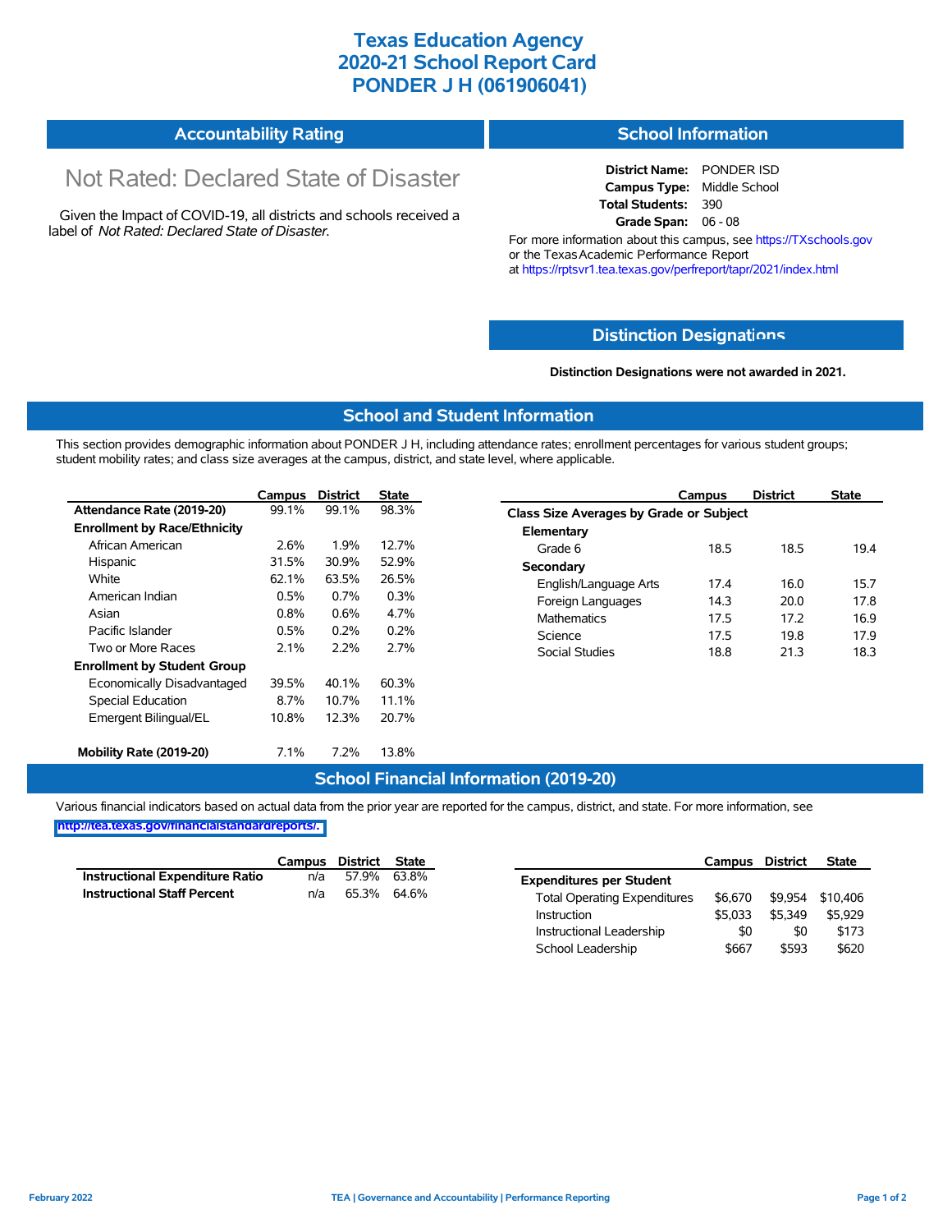# Texas Education Agency
# 2020-21 School Report Card
# PONDER J H (061906041)

## Accountability Rating

Not Rated: Declared State of Disaster

Given the Impact of COVID-19, all districts and schools received a label of *Not Rated: Declared State of Disaster*.

## School Information

**District Name:** PONDER ISD
**Campus Type:** Middle School
**Total Students:** 390
**Grade Span:** 06 - 08

For more information about this campus, see https://TXschools.gov or the Texas Academic Performance Report at https://rptsvr1.tea.texas.gov/perfreport/tapr/2021/index.html

## Distinction Designations

**Distinction Designations were not awarded in 2021.**

## School and Student Information

This section provides demographic information about PONDER J H, including attendance rates; enrollment percentages for various student groups; student mobility rates; and class size averages at the campus, district, and state level, where applicable.

| | Campus | District | State |
|---|---|---|---|
| **Attendance Rate (2019-20)** | 99.1% | 99.1% | 98.3% |
| **Enrollment by Race/Ethnicity** | | | |
| African American | 2.6% | 1.9% | 12.7% |
| Hispanic | 31.5% | 30.9% | 52.9% |
| White | 62.1% | 63.5% | 26.5% |
| American Indian | 0.5% | 0.7% | 0.3% |
| Asian | 0.8% | 0.6% | 4.7% |
| Pacific Islander | 0.5% | 0.2% | 0.2% |
| Two or More Races | 2.1% | 2.2% | 2.7% |
| **Enrollment by Student Group** | | | |
| Economically Disadvantaged | 39.5% | 40.1% | 60.3% |
| Special Education | 8.7% | 10.7% | 11.1% |
| Emergent Bilingual/EL | 10.8% | 12.3% | 20.7% |
| **Mobility Rate (2019-20)** | 7.1% | 7.2% | 13.8% |

| | Campus | District | State |
|---|---|---|---|
| **Class Size Averages by Grade or Subject** | | | |
| **Elementary** | | | |
| Grade 6 | 18.5 | 18.5 | 19.4 |
| **Secondary** | | | |
| English/Language Arts | 17.4 | 16.0 | 15.7 |
| Foreign Languages | 14.3 | 20.0 | 17.8 |
| Mathematics | 17.5 | 17.2 | 16.9 |
| Science | 17.5 | 19.8 | 17.9 |
| Social Studies | 18.8 | 21.3 | 18.3 |

## School Financial Information (2019-20)

Various financial indicators based on actual data from the prior year are reported for the campus, district, and state. For more information, see http://tea.texas.gov/financialstandardreports/.

| | Campus | District | State |
|---|---|---|---|
| **Instructional Expenditure Ratio** | n/a | 57.9% | 63.8% |
| **Instructional Staff Percent** | n/a | 65.3% | 64.6% |

| | Campus | District | State |
|---|---|---|---|
| **Expenditures per Student** | | | |
| Total Operating Expenditures | $6,670 | $9,954 | $10,406 |
| Instruction | $5,033 | $5,349 | $5,929 |
| Instructional Leadership | $0 | $0 | $173 |
| School Leadership | $667 | $593 | $620 |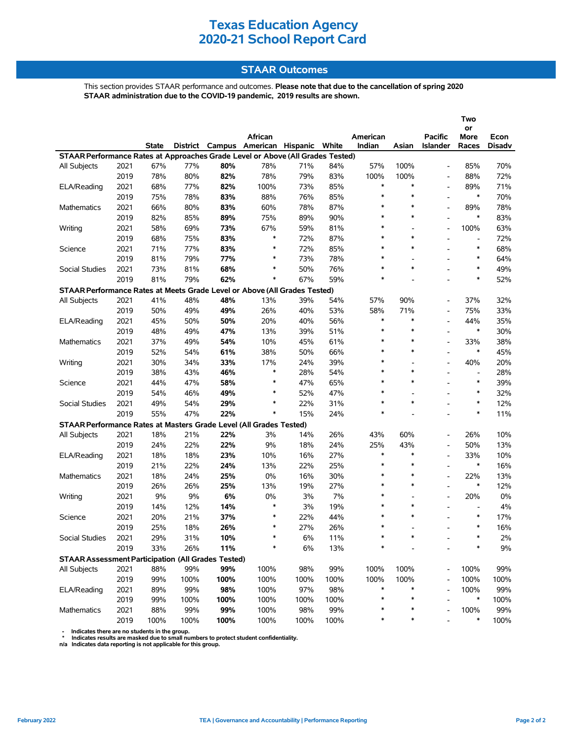# Texas Education Agency
# 2020-21 School Report Card

## STAAR Outcomes

This section provides STAAR performance and outcomes. **Please note that due to the cancellation of spring 2020 STAAR administration due to the COVID-19 pandemic, 2019 results are shown.**

| | | State | District | Campus | African American | Hispanic | White | American Indian | Asian | Pacific Islander | Two or More Races | Econ Disadv |
|---|---|---|---|---|---|---|---|---|---|---|---|---|
| **STAAR Performance Rates at Approaches Grade Level or Above (All Grades Tested)** | | | | | | | | | | | | |
| All Subjects | 2021 | 67% | 77% | **80%** | 78% | 71% | 84% | 57% | 100% | - | 85% | 70% |
| | 2019 | 78% | 80% | **82%** | 78% | 79% | 83% | 100% | 100% | - | 88% | 72% |
| ELA/Reading | 2021 | 68% | 77% | **82%** | 100% | 73% | 85% | * | * | - | 89% | 71% |
| | 2019 | 75% | 78% | **83%** | 88% | 76% | 85% | * | * | - | * | 70% |
| Mathematics | 2021 | 66% | 80% | **83%** | 60% | 78% | 87% | * | * | - | 89% | 78% |
| | 2019 | 82% | 85% | **89%** | 75% | 89% | 90% | * | * | - | * | 83% |
| Writing | 2021 | 58% | 69% | **73%** | 67% | 59% | 81% | * | - | - | 100% | 63% |
| | 2019 | 68% | 75% | **83%** | * | 72% | 87% | * | * | - | - | 72% |
| Science | 2021 | 71% | 77% | **83%** | * | 72% | 85% | * | * | - | * | 68% |
| | 2019 | 81% | 79% | **77%** | * | 73% | 78% | * | - | - | * | 64% |
| Social Studies | 2021 | 73% | 81% | **68%** | * | 50% | 76% | * | * | - | * | 49% |
| | 2019 | 81% | 79% | **62%** | * | 67% | 59% | * | - | - | * | 52% |
| **STAAR Performance Rates at Meets Grade Level or Above (All Grades Tested)** | | | | | | | | | | | | |
| All Subjects | 2021 | 41% | 48% | **48%** | 13% | 39% | 54% | 57% | 90% | - | 37% | 32% |
| | 2019 | 50% | 49% | **49%** | 26% | 40% | 53% | 58% | 71% | - | 75% | 33% |
| ELA/Reading | 2021 | 45% | 50% | **50%** | 20% | 40% | 56% | * | * | - | 44% | 35% |
| | 2019 | 48% | 49% | **47%** | 13% | 39% | 51% | * | * | - | * | 30% |
| Mathematics | 2021 | 37% | 49% | **54%** | 10% | 45% | 61% | * | * | - | 33% | 38% |
| | 2019 | 52% | 54% | **61%** | 38% | 50% | 66% | * | * | - | * | 45% |
| Writing | 2021 | 30% | 34% | **33%** | 17% | 24% | 39% | * | - | - | 40% | 20% |
| | 2019 | 38% | 43% | **46%** | * | 28% | 54% | * | * | - | - | 28% |
| Science | 2021 | 44% | 47% | **58%** | * | 47% | 65% | * | * | - | * | 39% |
| | 2019 | 54% | 46% | **49%** | * | 52% | 47% | * | - | - | * | 32% |
| Social Studies | 2021 | 49% | 54% | **29%** | * | 22% | 31% | * | * | - | * | 12% |
| | 2019 | 55% | 47% | **22%** | * | 15% | 24% | * | - | - | * | 11% |
| **STAAR Performance Rates at Masters Grade Level (All Grades Tested)** | | | | | | | | | | | | |
| All Subjects | 2021 | 18% | 21% | **22%** | 3% | 14% | 26% | 43% | 60% | - | 26% | 10% |
| | 2019 | 24% | 22% | **22%** | 9% | 18% | 24% | 25% | 43% | - | 50% | 13% |
| ELA/Reading | 2021 | 18% | 18% | **23%** | 10% | 16% | 27% | * | * | - | 33% | 10% |
| | 2019 | 21% | 22% | **24%** | 13% | 22% | 25% | * | * | - | * | 16% |
| Mathematics | 2021 | 18% | 24% | **25%** | 0% | 16% | 30% | * | * | - | 22% | 13% |
| | 2019 | 26% | 26% | **25%** | 13% | 19% | 27% | * | * | - | * | 12% |
| Writing | 2021 | 9% | 9% | **6%** | 0% | 3% | 7% | * | - | - | 20% | 0% |
| | 2019 | 14% | 12% | **14%** | * | 3% | 19% | * | * | - | - | 4% |
| Science | 2021 | 20% | 21% | **37%** | * | 22% | 44% | * | * | - | * | 17% |
| | 2019 | 25% | 18% | **26%** | * | 27% | 26% | * | - | - | * | 16% |
| Social Studies | 2021 | 29% | 31% | **10%** | * | 6% | 11% | * | * | - | * | 2% |
| | 2019 | 33% | 26% | **11%** | * | 6% | 13% | * | - | - | * | 9% |
| **STAAR Assessment Participation (All Grades Tested)** | | | | | | | | | | | | |
| All Subjects | 2021 | 88% | 99% | **99%** | 100% | 98% | 99% | 100% | 100% | - | 100% | 99% |
| | 2019 | 99% | 100% | **100%** | 100% | 100% | 100% | 100% | 100% | - | 100% | 100% |
| ELA/Reading | 2021 | 89% | 99% | **98%** | 100% | 97% | 98% | * | * | - | 100% | 99% |
| | 2019 | 99% | 100% | **100%** | 100% | 100% | 100% | * | * | - | * | 100% |
| Mathematics | 2021 | 88% | 99% | **99%** | 100% | 98% | 99% | * | * | - | 100% | 99% |
| | 2019 | 100% | 100% | **100%** | 100% | 100% | 100% | * | * | - | * | 100% |

- Indicates there are no students in the group.
* Indicates results are masked due to small numbers to protect student confidentiality.
n/a Indicates data reporting is not applicable for this group.